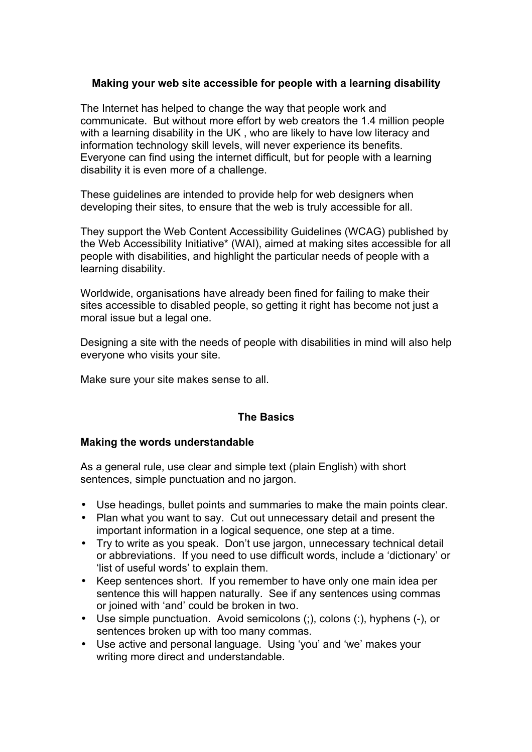# Making your web site accessible for people with a learning disability

The Internet has helped to change the way that people work and communicate. But without more effort by web creators the 1.4 million people with a learning disability in the UK , who are likely to have low literacy and information technology skill levels, will never experience its benefits. Everyone can find using the internet difficult, but for people with a learning disability it is even more of a challenge.

These guidelines are intended to provide help for web designers when developing their sites, to ensure that the web is truly accessible for all.

They support the Web Content Accessibility Guidelines (WCAG) published by the Web Accessibility Initiative* (WAI), aimed at making sites accessible for all people with disabilities, and highlight the particular needs of people with a learning disability.

Worldwide, organisations have already been fined for failing to make their sites accessible to disabled people, so getting it right has become not just a moral issue but a legal one.

Designing a site with the needs of people with disabilities in mind will also help everyone who visits your site.

Make sure your site makes sense to all.

## The Basics

### Making the words understandable

As a general rule, use clear and simple text (plain English) with short sentences, simple punctuation and no jargon.

- Use headings, bullet points and summaries to make the main points clear.
- Plan what you want to say. Cut out unnecessary detail and present the important information in a logical sequence, one step at a time.
- Try to write as you speak. Don't use jargon, unnecessary technical detail or abbreviations. If you need to use difficult words, include a 'dictionary' or 'list of useful words' to explain them.
- Keep sentences short. If you remember to have only one main idea per sentence this will happen naturally. See if any sentences using commas or joined with 'and' could be broken in two.
- Use simple punctuation. Avoid semicolons (;), colons (:), hyphens (-), or sentences broken up with too many commas.
- Use active and personal language. Using 'you' and 'we' makes your writing more direct and understandable.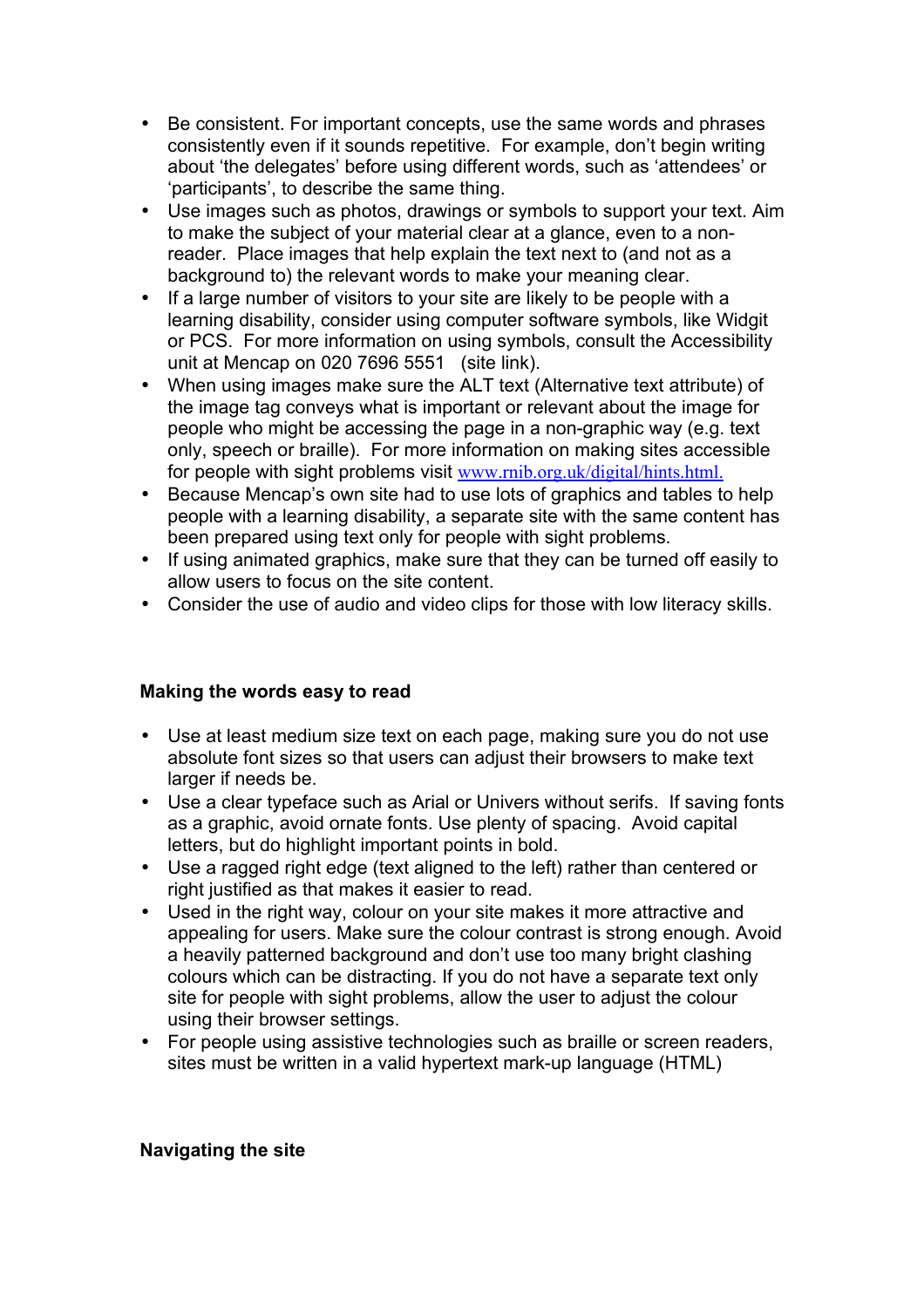- Be consistent. For important concepts, use the same words and phrases consistently even if it sounds repetitive. For example, don't begin writing about 'the delegates' before using different words, such as 'attendees' or 'participants', to describe the same thing.
- Use images such as photos, drawings or symbols to support your text. Aim to make the subject of your material clear at a glance, even to a non-reader. Place images that help explain the text next to (and not as a background to) the relevant words to make your meaning clear.
- If a large number of visitors to your site are likely to be people with a learning disability, consider using computer software symbols, like Widgit or PCS. For more information on using symbols, consult the Accessibility unit at Mencap on 020 7696 5551 (site link).
- When using images make sure the ALT text (Alternative text attribute) of the image tag conveys what is important or relevant about the image for people who might be accessing the page in a non-graphic way (e.g. text only, speech or braille). For more information on making sites accessible for people with sight problems visit www.rnib.org.uk/digital/hints.html.
- Because Mencap's own site had to use lots of graphics and tables to help people with a learning disability, a separate site with the same content has been prepared using text only for people with sight problems.
- If using animated graphics, make sure that they can be turned off easily to allow users to focus on the site content.
- Consider the use of audio and video clips for those with low literacy skills.

**Making the words easy to read**

- Use at least medium size text on each page, making sure you do not use absolute font sizes so that users can adjust their browsers to make text larger if needs be.
- Use a clear typeface such as Arial or Univers without serifs. If saving fonts as a graphic, avoid ornate fonts. Use plenty of spacing. Avoid capital letters, but do highlight important points in bold.
- Use a ragged right edge (text aligned to the left) rather than centered or right justified as that makes it easier to read.
- Used in the right way, colour on your site makes it more attractive and appealing for users. Make sure the colour contrast is strong enough. Avoid a heavily patterned background and don't use too many bright clashing colours which can be distracting. If you do not have a separate text only site for people with sight problems, allow the user to adjust the colour using their browser settings.
- For people using assistive technologies such as braille or screen readers, sites must be written in a valid hypertext mark-up language (HTML)

**Navigating the site**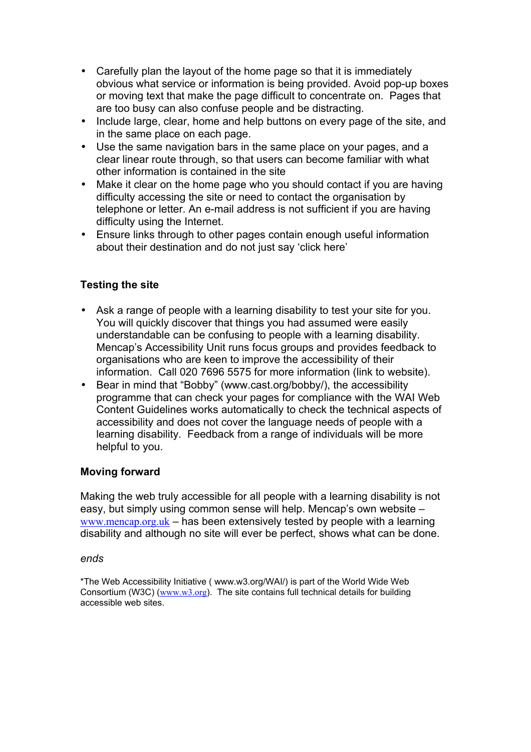- Carefully plan the layout of the home page so that it is immediately obvious what service or information is being provided. Avoid pop-up boxes or moving text that make the page difficult to concentrate on. Pages that are too busy can also confuse people and be distracting.
- Include large, clear, home and help buttons on every page of the site, and in the same place on each page.
- Use the same navigation bars in the same place on your pages, and a clear linear route through, so that users can become familiar with what other information is contained in the site
- Make it clear on the home page who you should contact if you are having difficulty accessing the site or need to contact the organisation by telephone or letter. An e-mail address is not sufficient if you are having difficulty using the Internet.
- Ensure links through to other pages contain enough useful information about their destination and do not just say 'click here'

**Testing the site**

- Ask a range of people with a learning disability to test your site for you. You will quickly discover that things you had assumed were easily understandable can be confusing to people with a learning disability. Mencap's Accessibility Unit runs focus groups and provides feedback to organisations who are keen to improve the accessibility of their information. Call 020 7696 5575 for more information (link to website).
- Bear in mind that "Bobby" (www.cast.org/bobby/), the accessibility programme that can check your pages for compliance with the WAI Web Content Guidelines works automatically to check the technical aspects of accessibility and does not cover the language needs of people with a learning disability. Feedback from a range of individuals will be more helpful to you.

**Moving forward**

Making the web truly accessible for all people with a learning disability is not easy, but simply using common sense will help. Mencap's own website – www.mencap.org.uk – has been extensively tested by people with a learning disability and although no site will ever be perfect, shows what can be done.

*ends*

*The Web Accessibility Initiative ( www.w3.org/WAI/) is part of the World Wide Web Consortium (W3C) (www.w3.org). The site contains full technical details for building accessible web sites.